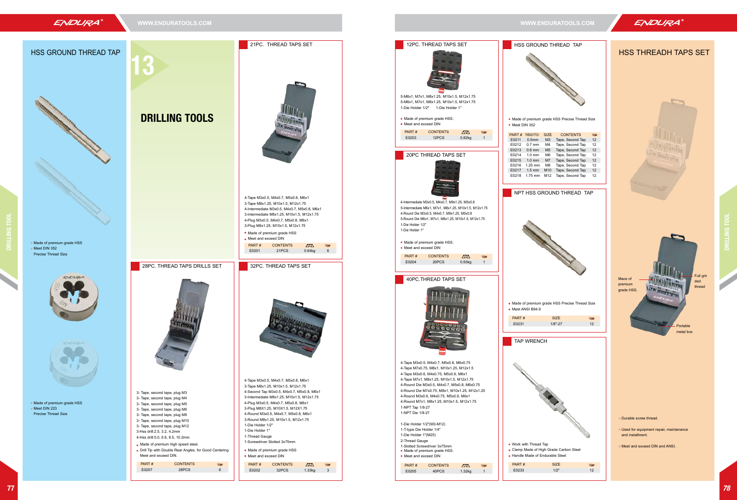## HSS GROUND THREAD TAP

- Made of premium grade HSS
- Meet DIN 352
  Precise Thread Size

- Made of premium grade HSS
- Meet DIN 223
  Precise Thread Size

# 13 DRILLING TOOLS

## 28PC. THREAD TAPS DRILLS SET

3- Tape, second tape, plug M3
3- Tape, second tape, plug M4
3- Tape, second tape, plug M5
3- Tape, second tape, plug M6
3- Tape, second tape, plug M8
3- Tape, second tape, plug M10
3- Tape, second tape, plug M12
3-Hss drill:2.5, 3.2, 4.2mm
4-Hss drill:5.0, 6.8, 8.5, 10.2mm

- Made of premium high speed steel.
- Drill Tip with Double Rear Angles, for Good Centering
  Meet and exceed DIN.

| PART # | CONTENTS | |
|---|---|---|
| E0207 | 28PCS | 6 |

## 21PC. THREAD TAPS SET

4-Tape M3x0.5, M4x0.7, M5x0.8, M6x1
3-Tape M8x1.25, M10x1.5, M12x1.75
4-Intermediate M3x0.5, M4x0.7, M5x0.8, M6x1
3-Intermediate M8x1.25, M10x1.5, M12x1.75
4-Plug M3x0.5, M4x0.7, M5x0.8, M6x1
3-Plug M8x1.25, M10x1.5, M12x1.75

- Made of premium grade HSS
- Meet and exceed DIN

| PART # | CONTENTS | | |
|---|---|---|---|
| E0201 | 21PCS | 0.64kg | 6 |

## 32PC. THREAD TAPS SET

4-Tape M3x0.5, M4x0.7, M5x0.8, M6x1
3-Tape M8x1.25, M10x1.5, M12x1.75
4-Second Tap M3x0.5, M4x0.7, M5x0.8, M6x1
3-Intermediate M8x1.25, M10x1.5, M12x1.75
4-Plug M3x0.5, M4x0.7, M5x0.8, M6x1
3-Plug M8X1.25, M10X1.5, M12X1.75
4-Round M3x0.5, M4x0.7, M5x0.8, M6x1
3-Round M8x1.25, M10x1.5, M12x1.75
1-Die Holder 1/2"
1-Die Holder 1"
1-Thread Gauge
1-Screwdriver Slotted 3x75mm

- Made of premium grade HSS
- Meet and exceed DIN

| PART # | CONTENTS | | |
|---|---|---|---|
| E0202 | 32PCS | 1.33kg | 3 |

## 12PC. THREAD TAPS SET

5-M6x1, M7x1, M8x1.25, M10x1.5, M12x1.75
5-M6x1, M7x1, M8x1.25, M10x1.5, M12x1.75
1-Die Holder 1/2" 1-Die Holder 1"

- Made of premium grade HSS.
- Meet and exceed DIN

| PART # | CONTENTS | | |
|---|---|---|---|
| E0203 | 12PCS | 0.82kg | 1 |

## 20PC THREAD TAPS SET

4-Intermediate M3x0.5, M4x0.7, M9x1.25, M5x0.8
5-Intermediate M6x1, M7x1, M8x1.25, M10x1.5, M12x1.75
4-Round Die M3x0.5, M4x0.7, M9x1.25, M5x0.8
5-Round Die M6x1, M7x1, M8x1.25, M10x1.5, M12x1.75
1-Die Holder 1/2"
1-Die Holder 1"

- Made of premium grade HSS.
- Meet and exceed DIN

| PART # | CONTENTS | | |
|---|---|---|---|
| E0204 | 20PCS | 0.93kg | 1 |

## 40PC.THREAD TAPS SET

4-Tape M3x0.5, M4x0.7, M5x0.8, M6x0.75
4-Tape M7x0.75, M8x1, M10x1.25, M12x1.5
4-Tape M3x0.6, M4x0.75, M5x0.9, M6x1
4-Tape M7x1, M8x1.25, M10x1.5, M12x1.75
4-Round Die M3x0.5, M4x0.7, M5x0.8, M6x0.75
4-Round Die M7x0.75, M8x1, M10x1.25, M12x1.25
4-Round M3x0.6, M4x0.75, M5x0.9, M6x1
4-Round M7x1, M8x1.25, M10x1.5, M12x1.75
1-NPT Tap 1/8-27
1-NPT Die 1/8-27

1-Die Holder 1/2"(M3-M12)
1-T-type Die Holder 1/4"
1-Die Holder 1"(M25)
2-Thread Gauge
1-Slotted Screwdriver 3x75mm

- Made of premium grade HSS.
- Meet and exceed DIN

| PART # | CONTENTS | | |
|---|---|---|---|
| E0205 | 40PCS | 1.32kg | 1 |

## HSS GROUND THREAD TAP

- Made of premium grade HSS Precise Thread Size
- Meet DIN 352

| PART # | THREAD PITCH | SIZE | CONTENTS | |
|---|---|---|---|---|
| E0211 | 0.5mm | M3 | Tape, Second Tap | 12 |
| E0212 | 0.7 mm | M4 | Tape, Second Tap | 12 |
| E0213 | 0.8 mm | M5 | Tape, Second Tap | 12 |
| E0214 | 1.0 mm | M6 | Tape, Second Tap | 12 |
| E0215 | 1.0 mm | M7 | Tape, Second Tap | 12 |
| E0216 | 1.25 mm | M8 | Tape, Second Tap | 12 |
| E0217 | 1.5 mm | M10 | Tape, Second Tap | 12 |
| E0218 | 1.75 mm | M12 | Tape, Second Tap | 12 |

## NPT HSS GROUND THREAD TAP

- Made of premium grade HSS Precise Thread Size
- Meet ANSI B94.9

| PART # | SIZE | |
|---|---|---|
| E0231 | 1/8"-27 | 12 |

## TAP WRENCH

- Work with Thread Tap
- Clamp Made of High Grade Carbon Steel
- Handle Made of Endurable Steel

| PART # | SIZE | |
|---|---|---|
| E0233 | 1/2" | 12 |

## HSS THREADH TAPS SET

Mace of premium grade HSS.

Full grinded thread

Portable metal box

- Durable screw thread.
- Used for equipment repair, maintanance and installment.
- Meet and exceed DIN and ANSI.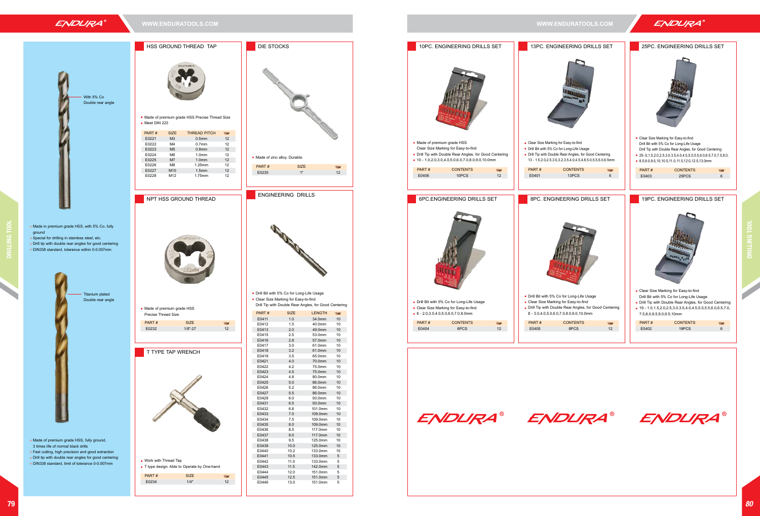With 5% Co
Double rear angle

- Made in premium grade HSS, with 5% Co, fully ground
- Special for drilling in stainless steel, etc.
- Drill tip with double rear angles for good centering
- DIN338 standard, tolerance within 0-0.007mm

Titanium plated
Double rear angle

- Made of premium grade HSS, fully ground, 3 times life of normal black drills
- Fast cutting, high precision and good extraction
- Drill tip with double rear angles for good centering
- DIN338 standard, limit of tolerance 0-0.007mm

DRILLING TOOL

## HSS GROUND THREAD TAP

- Made of premium grade HSS Precise Thread Size
- Meet DIN 223

| PART # | SIZE | THREAD PITCH | |
|---|---|---|---|
| E0221 | M3 | 0.5mm | 12 |
| E0222 | M4 | 0.7mm | 12 |
| E0223 | M5 | 0.8mm | 12 |
| E0224 | M6 | 1.0mm | 12 |
| E0225 | M7 | 1.0mm | 12 |
| E0226 | M8 | 1.25mm | 12 |
| E0227 | M10 | 1.5mm | 12 |
| E0228 | M12 | 1.75mm | 12 |

## NPT HSS GROUND THREAD

- Made of premium grade HSS Precise Thread Size

| PART # | SIZE | |
|---|---|---|
| E0232 | 1/8"-27 | 12 |

## T TYPE TAP WRENCH

- Work with Thread Tap
- T type design. Able to Operate by One-hand

| PART # | SIZE | |
|---|---|---|
| E0234 | 1/4" | 12 |

## DIE STOCKS

- Made of zinc alloy. Durable.

| PART # | SIZE | |
|---|---|---|
| E0235 | 1" | 12 |

## ENGINEERING DRILLS

- Drill Bit with 5% Co for Long-Life Usage
- Clear Size Marking for Easy-to-find
  Drill Tip with Double Rear Angles, for Good Centering

| PART # | SIZE | LENGTH | |
|---|---|---|---|
| E0411 | 1.0 | 34.0mm | 10 |
| E0412 | 1.5 | 40.0mm | 10 |
| E0413 | 2.0 | 49.0mm | 10 |
| E0415 | 2.5 | 53.0mm | 10 |
| E0416 | 2.8 | 57.0mm | 10 |
| E0417 | 3.0 | 61.0mm | 10 |
| E0418 | 3.2 | 61.0mm | 10 |
| E0419 | 3.5 | 65.0mm | 10 |
| E0421 | 4.0 | 70.0mm | 10 |
| E0422 | 4.2 | 75.0mm | 10 |
| E0423 | 4.5 | 75.0mm | 10 |
| E0424 | 4.8 | 80.0mm | 10 |
| E0425 | 5.0 | 86.0mm | 10 |
| E0426 | 5.2 | 86.0mm | 10 |
| E0427 | 5.5 | 86.0mm | 10 |
| E0429 | 6.0 | 93.0mm | 10 |
| E0431 | 6.5 | 93.0mm | 10 |
| E0432 | 6.8 | 101.0mm | 10 |
| E0433 | 7.0 | 109.0mm | 10 |
| E0434 | 7.5 | 109.0mm | 10 |
| E0435 | 8.0 | 109.0mm | 10 |
| E0436 | 8.5 | 117.0mm | 10 |
| E0437 | 9.0 | 117.0mm | 10 |
| E0438 | 9.5 | 125.0mm | 10 |
| E0439 | 10.0 | 125.0mm | 10 |
| E0440 | 10.2 | 133.0mm | 10 |
| E0441 | 10.5 | 133.0mm | 5 |
| E0442 | 11.0 | 133.0mm | 5 |
| E0443 | 11.5 | 142.0mm | 5 |
| E0444 | 12.0 | 151.0mm | 5 |
| E0445 | 12.5 | 151.0mm | 5 |
| E0446 | 13.0 | 151.0mm | 5 |

## 10PC. ENGINEERING DRILLS SET

- Made of premium grade HSS
  Clear Size Marking for Easy-to-find
- Drill Tip with Double Rear Angles, for Good Centering
- 10 - 1.0,2.0,3.0,4.0,5.0,6.0,7.0,8.0,9.0,10.0mm

| PART # | CONTENTS | |
|---|---|---|
| E0406 | 10PCS | 12 |

## 13PC. ENGINEERING DRILLS SET

- Clear Size Marking for Easy-to-find
- Drill Bit with 5% Co for Long-Life Usage
- Drill Tip with Double Rear Angles, for Good Centering
  13 - 1.5,2.0,2.5,3.0,3.2,3.5,4.0,4.5,4.8,5.0,5.5,6.0,6.5mm

| PART # | CONTENTS | |
|---|---|---|
| E0401 | 13PCS | 6 |

## 25PC. ENGINEERING DRILLS SET

- Clear Size Marking for Easy-to-find
  Drill Bit with 5% Co for Long-Life Usage
  Drill Tip with Double Rear Angles, for Good Centering
- 25- 0,1.5,2.0,2.5,3.0,3.5,4.0,4.5,5.0,5.5,6.0,6.5,7.0,7.5,8.0,
- 8.5,9.0,9.5,10,10.5,11.0,11.5,12.0,12.5,13.0mm

| PART # | CONTENTS | |
|---|---|---|
| E0403 | 25PCS | 6 |

## 6PC.ENGINEERING DRILLS SET

- Drill Bit with 5% Co for Long-Life Usage
- Clear Size Marking for Easy-to-find
- 6 - 2.0,3.0,4.0,5.0,6.0,7.0,8.0mm

| PART # | CONTENTS | |
|---|---|---|
| E0404 | 6PCS | 12 |

## 8PC. ENGINEERING DRILLS SET

- Drill Bit with 5% Co for Long-Life Usage
- Clear Size Marking for Easy-to-find
- Drill Tip with Double Rear Angles, for Good Centering
  8 - 3.0,4.0,5.0,6.0,7.0,8.0,9.0,10.0mm

| PART # | CONTENTS | |
|---|---|---|
| E0405 | 8PCS | 12 |

## 19PC. ENGINEERING DRILLS SET

- Clear Size Marking for Easy-to-find
  Drill Bit with 5% Co for Long-Life Usage
- Drill Tip with Double Rear Angles, for Good Centering
- 19 - 1.0,1.5,2.0,2.5,3.0,3.5,4.0,4.5,5.0,5.5,6.0,6.5,7.0,
  7.5,8.0,8.5,9.0,9.5,10mm

| PART # | CONTENTS | |
|---|---|---|
| E0402 | 19PCS | 6 |

ENDURA® ENDURA® ENDURA®

DRILLING TOOL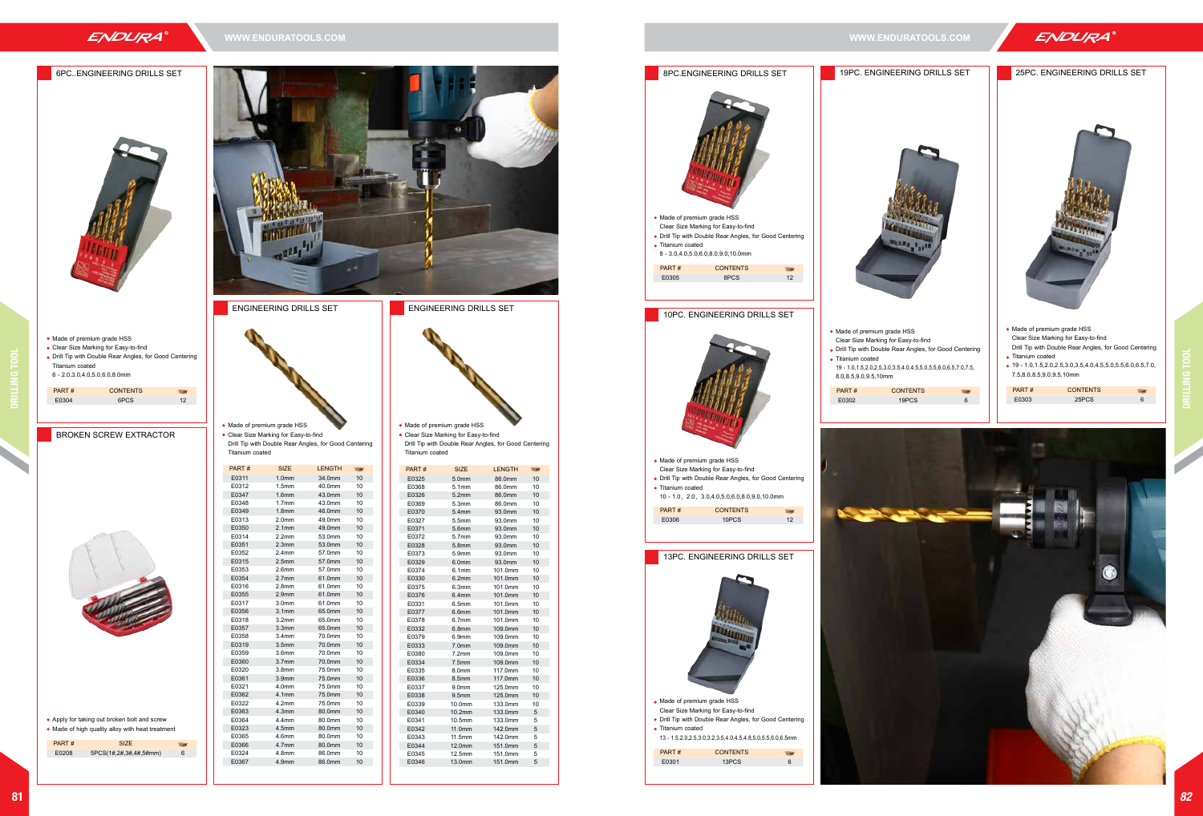## 6PC..ENGINEERING DRILLS SET

- Made of premium grade HSS
- Clear Size Marking for Easy-to-find
- Drill Tip with Double Rear Angles, for Good Centering
  Titanium coated
  6 - 2.0,3.0,4.0,5.0,6.0,8.0mm

| PART # | CONTENTS | |
|---|---|---|
| E0304 | 6PCS | 12 |

## BROKEN SCREW EXTRACTOR

- Apply for taking out broken bolt and screw
- Made of high quality alloy with heat treatment

| PART # | SIZE | |
|---|---|---|
| E0208 | 5PCS(1#,2#,3#,4#,5#mm) | 6 |

## ENGINEERING DRILLS SET

- Made of premium grade HSS
- Clear Size Marking for Easy-to-find
  Drill Tip with Double Rear Angles, for Good Centering
  Titanium coated

| PART # | SIZE | LENGTH | |
|---|---|---|---|
| E0311 | 1.0mm | 34.0mm | 10 |
| E0312 | 1.5mm | 40.0mm | 10 |
| E0347 | 1.6mm | 43.0mm | 10 |
| E0348 | 1.7mm | 43.0mm | 10 |
| E0349 | 1.8mm | 46.0mm | 10 |
| E0313 | 2.0mm | 49.0mm | 10 |
| E0350 | 2.1mm | 49.0mm | 10 |
| E0314 | 2.2mm | 53.0mm | 10 |
| E0351 | 2.3mm | 53.0mm | 10 |
| E0352 | 2.4mm | 57.0mm | 10 |
| E0315 | 2.5mm | 57.0mm | 10 |
| E0353 | 2.6mm | 57.0mm | 10 |
| E0354 | 2.7mm | 61.0mm | 10 |
| E0316 | 2.8mm | 61.0mm | 10 |
| E0355 | 2.9mm | 61.0mm | 10 |
| E0317 | 3.0mm | 61.0mm | 10 |
| E0356 | 3.1mm | 65.0mm | 10 |
| E0318 | 3.2mm | 65.0mm | 10 |
| E0357 | 3.3mm | 65.0mm | 10 |
| E0358 | 3.4mm | 70.0mm | 10 |
| E0319 | 3.5mm | 70.0mm | 10 |
| E0359 | 3.6mm | 70.0mm | 10 |
| E0360 | 3.7mm | 70.0mm | 10 |
| E0320 | 3.8mm | 75.0mm | 10 |
| E0361 | 3.9mm | 75.0mm | 10 |
| E0321 | 4.0mm | 75.0mm | 10 |
| E0362 | 4.1mm | 75.0mm | 10 |
| E0322 | 4.2mm | 75.0mm | 10 |
| E0363 | 4.3mm | 80.0mm | 10 |
| E0364 | 4.4mm | 80.0mm | 10 |
| E0323 | 4.5mm | 80.0mm | 10 |
| E0365 | 4.6mm | 80.0mm | 10 |
| E0366 | 4.7mm | 80.0mm | 10 |
| E0324 | 4.8mm | 86.0mm | 10 |
| E0367 | 4.9mm | 86.0mm | 10 |

## ENGINEERING DRILLS SET

- Made of premium grade HSS
- Clear Size Marking for Easy-to-find
  Drill Tip with Double Rear Angles, for Good Centering
  Titanium coated

| PART # | SIZE | LENGTH | |
|---|---|---|---|
| E0325 | 5.0mm | 86.0mm | 10 |
| E0368 | 5.1mm | 86.0mm | 10 |
| E0326 | 5.2mm | 86.0mm | 10 |
| E0369 | 5.3mm | 86.0mm | 10 |
| E0370 | 5.4mm | 93.0mm | 10 |
| E0327 | 5.5mm | 93.0mm | 10 |
| E0371 | 5.6mm | 93.0mm | 10 |
| E0372 | 5.7mm | 93.0mm | 10 |
| E0328 | 5.8mm | 93.0mm | 10 |
| E0373 | 5.9mm | 93.0mm | 10 |
| E0329 | 6.0mm | 93.0mm | 10 |
| E0374 | 6.1mm | 101.0mm | 10 |
| E0330 | 6.2mm | 101.0mm | 10 |
| E0375 | 6.3mm | 101.0mm | 10 |
| E0376 | 6.4mm | 101.0mm | 10 |
| E0331 | 6.5mm | 101.0mm | 10 |
| E0377 | 6.6mm | 101.0mm | 10 |
| E0378 | 6.7mm | 101.0mm | 10 |
| E0332 | 6.8mm | 109.0mm | 10 |
| E0379 | 6.9mm | 109.0mm | 10 |
| E0333 | 7.0mm | 109.0mm | 10 |
| E0380 | 7.2mm | 109.0mm | 10 |
| E0334 | 7.5mm | 109.0mm | 10 |
| E0335 | 8.0mm | 117.0mm | 10 |
| E0336 | 8.5mm | 117.0mm | 10 |
| E0337 | 9.0mm | 125.0mm | 10 |
| E0338 | 9.5mm | 125.0mm | 10 |
| E0339 | 10.0mm | 133.0mm | 10 |
| E0340 | 10.2mm | 133.0mm | 5 |
| E0341 | 10.5mm | 133.0mm | 5 |
| E0342 | 11.0mm | 142.0mm | 5 |
| E0343 | 11.5mm | 142.0mm | 5 |
| E0344 | 12.0mm | 151.0mm | 5 |
| E0345 | 12.5mm | 151.0mm | 5 |
| E0346 | 13.0mm | 151.0mm | 5 |

## 8PC.ENGINEERING DRILLS SET

- Made of premium grade HSS
  Clear Size Marking for Easy-to-find
- Drill Tip with Double Rear Angles, for Good Centering
- Titanium coated
  8 - 3.0,4.0,5.0,6.0,8.0,9.0,10.0mm

| PART # | CONTENTS | |
|---|---|---|
| E0305 | 8PCS | 12 |

## 10PC. ENGINEERING DRILLS SET

- Made of premium grade HSS
  Clear Size Marking for Easy-to-find
- Drill Tip with Double Rear Angles, for Good Centering
- Titanium coated
  10 - 1.0, 2.0, 3.0,4.0,5.0,6.0,8.0,9.0,10.0mm

| PART # | CONTENTS | |
|---|---|---|
| E0306 | 10PCS | 12 |

## 13PC. ENGINEERING DRILLS SET

- Made of premium grade HSS
  Clear Size Marking for Easy-to-find
- Drill Tip with Double Rear Angles, for Good Centering
- Titanium coated
  13 - 1.5,2.0,2.5,3.0,3.2,3.5,4.0,4.5,4.8,5.0,5.5,6.0,6.5mm

| PART # | CONTENTS | |
|---|---|---|
| E0301 | 13PCS | 6 |

## 19PC. ENGINEERING DRILLS SET

- Made of premium grade HSS
  Clear Size Marking for Easy-to-find
- Drill Tip with Double Rear Angles, for Good Centering
- Titanium coated
  19 - 1.0,1.5,2.0,2.5,3.0,3.5,4.0,4.5,5.0,5.5,6.0,6.5,7.0,7.5,
  8.0,8.5,9.0,9.5,10mm

| PART # | CONTENTS | |
|---|---|---|
| E0302 | 19PCS | 6 |

## 25PC. ENGINEERING DRILLS SET

- Made of premium grade HSS
  Clear Size Marking for Easy-to-find
  Drill Tip with Double Rear Angles, for Good Centering
- Titanium coated
- 19 - 1.0,1.5,2.0,2.5,3.0,3.5,4.0,4.5,5.0,5.5,6.0,6.5,7.0,
  7.5,8.0,8.5,9.0,9.5,10mm

| PART # | CONTENTS | |
|---|---|---|
| E0303 | 25PCS | 6 |